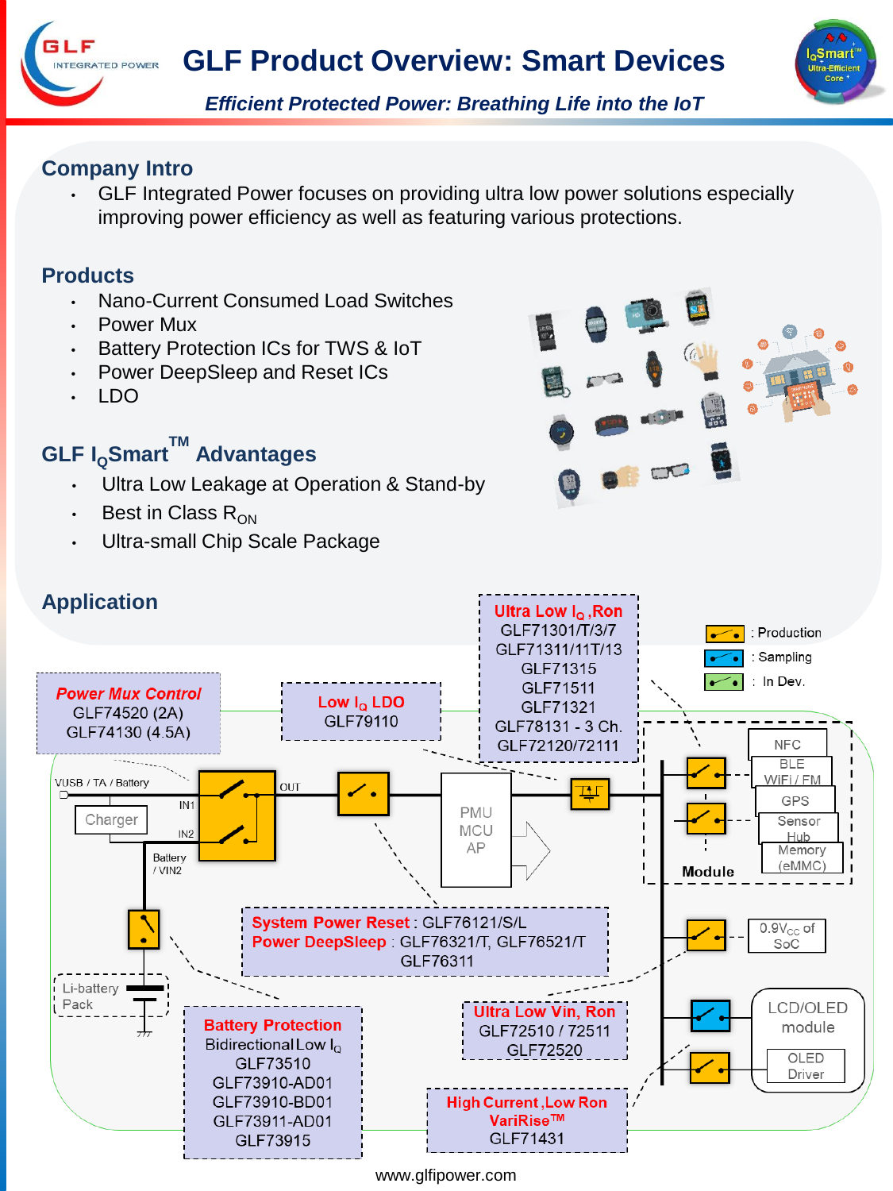# GLF Product Overview: Smart Devices

*Efficient Protected Power: Breathing Life into the IoT*

## Company Intro

- GLF Integrated Power focuses on providing ultra low power solutions especially improving power efficiency as well as featuring various protections.

## Products

- Nano-Current Consumed Load Switches
- Power Mux
- Battery Protection ICs for TWS & IoT
- Power DeepSleep and Reset ICs
- LDO

## GLF $I_Q$Smart™ Advantages

- Ultra Low Leakage at Operation & Stand-by
- Best in Class $R_{ON}$
- Ultra-small Chip Scale Package

## Application

**Power Mux Control**
GLF74520 (2A)
GLF74130 (4.5A)

**Low $I_Q$ LDO**
GLF79110

**Ultra Low $I_Q$, Ron**
GLF71301/T/3/7
GLF71311/11T/13
GLF71315
GLF71511
GLF71321
GLF78131 - 3 Ch.
GLF72120/72111

Legend: Production / Sampling / In Dev.

VUSB / TA / Battery, Charger, IN1, IN2, OUT, Battery / VIN2, Li-battery Pack, PMU MCU AP, Module, NFC, BLE WiFi / FM, GPS, Sensor Hub, Memory (eMMC), $0.9V_{CC}$ of SoC, LCD/OLED module, OLED Driver

**System Power Reset**: GLF76121/S/L
**Power DeepSleep**: GLF76321/T, GLF76521/T
GLF76311

**Battery Protection**
Bidirectional Low $I_Q$
GLF73510
GLF73910-AD01
GLF73910-BD01
GLF73911-AD01
GLF73915

**Ultra Low Vin, Ron**
GLF72510 / 72511
GLF72520

**High Current, Low Ron VariRise™**
GLF71431

www.glfipower.com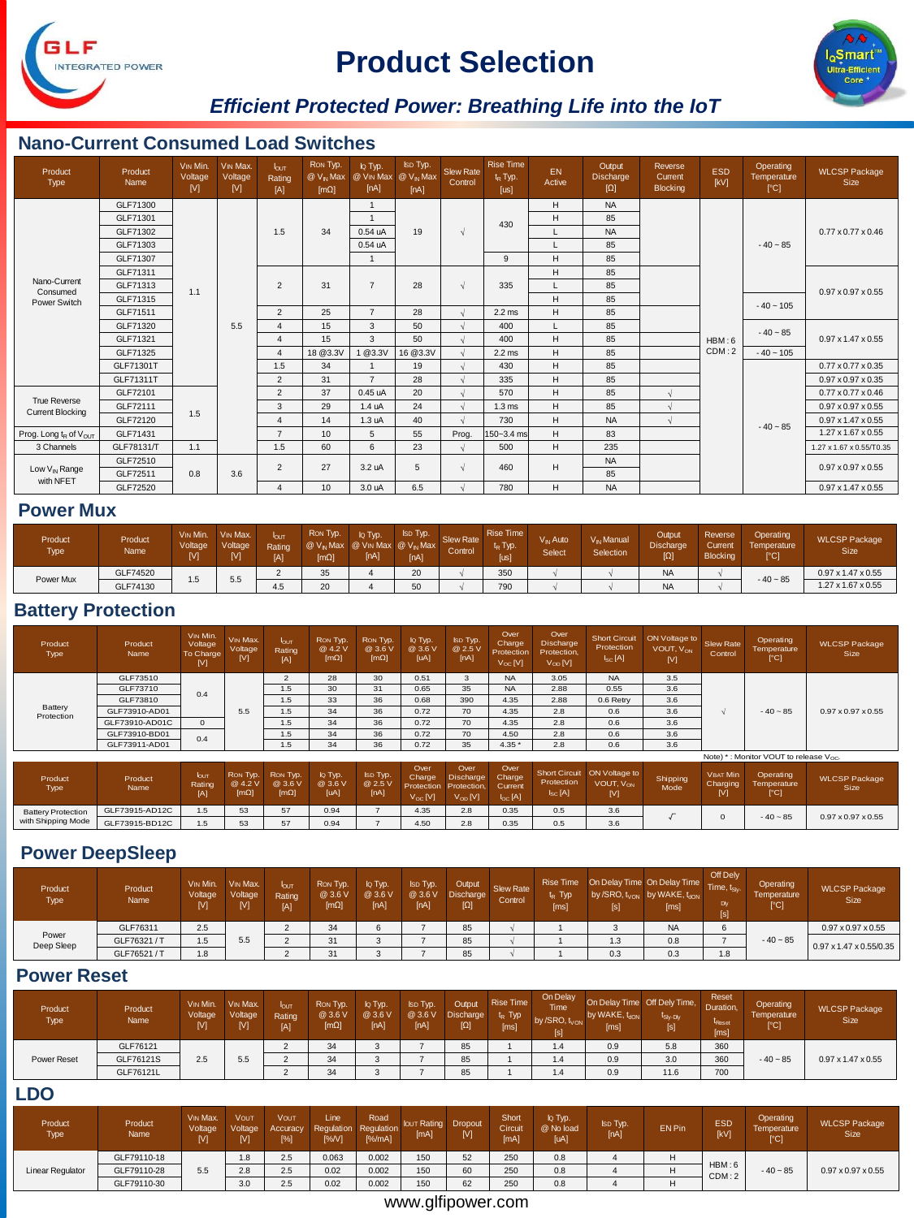# Product Selection

*Efficient Protected Power: Breathing Life into the IoT*

## Nano-Current Consumed Load Switches

| Product Type | Product Name | $V_{IN}$ Min. Voltage [V] | $V_{IN}$ Max. Voltage [V] | $I_{OUT}$ Rating [A] | $R_{ON}$ Typ. @ $V_{IN}$ Max [mΩ] | $I_Q$ Typ. @ $V_{IN}$ Max [nA] | $I_{SD}$ Typ. @ $V_{IN}$ Max [nA] | Slew Rate Control | Rise Time $t_R$ Typ. [us] | EN Active | Output Discharge [Ω] | Reverse Current Blocking | ESD [kV] | Operating Temperature [°C] | WLCSP Package Size |
|---|---|---|---|---|---|---|---|---|---|---|---|---|---|---|---|
| Nano-Current Consumed Power Switch | GLF71300 | 1.1 | 5.5 | 1.5 | 34 | 1 | 19 | √ | 430 | H | NA | | HBM : 6 CDM : 2 | - 40 ~ 85 | 0.77 x 0.77 x 0.46 |
| | GLF71301 | | | | | 1 | | | | H | 85 | | | | |
| | GLF71302 | | | | | 0.54 uA | | | | L | NA | | | | |
| | GLF71303 | | | | | 0.54 uA | | | | L | 85 | | | | |
| | GLF71307 | | | | | 1 | | | 9 | H | 85 | | | | |
| | GLF71311 | | | 2 | 31 | 7 | 28 | √ | 335 | H | 85 | | | | 0.97 x 0.97 x 0.55 |
| | GLF71313 | | | | | | | | | L | 85 | | | | |
| | GLF71315 | | | | | | | | | H | 85 | | | - 40 ~ 105 | |
| | GLF71511 | | | 2 | 25 | 7 | 28 | √ | 2.2 ms | H | 85 | | | | |
| | GLF71320 | | | 4 | 15 | 3 | 50 | √ | 400 | L | 85 | | | - 40 ~ 85 | 0.97 x 1.47 x 0.55 |
| | GLF71321 | | | 4 | 15 | 3 | 50 | √ | 400 | H | 85 | | | | |
| | GLF71325 | | | 4 | 18 @3.3V | 1 @3.3V | 16 @3.3V | √ | 2.2 ms | H | 85 | | | - 40 ~ 105 | |
| | GLF71301T | | | 1.5 | 34 | 1 | 19 | √ | 430 | H | 85 | | | - 40 ~ 85 | 0.77 x 0.77 x 0.35 |
| | GLF71311T | | | 2 | 31 | 7 | 28 | √ | 335 | H | 85 | | | | 0.97 x 0.97 x 0.35 |
| True Reverse Current Blocking | GLF72101 | 1.5 | | 2 | 37 | 0.45 uA | 20 | √ | 570 | H | 85 | √ | | | 0.77 x 0.77 x 0.46 |
| | GLF72111 | | | 3 | 29 | 1.4 uA | 24 | √ | 1.3 ms | H | 85 | √ | | | 0.97 x 0.97 x 0.55 |
| | GLF72120 | | | 4 | 14 | 1.3 uA | 40 | √ | 730 | H | NA | √ | | | 0.97 x 1.47 x 0.55 |
| Prog. Long $t_R$ of $V_{OUT}$ | GLF71431 | | | 7 | 10 | 5 | 55 | Prog. | 150~3.4 ms | H | 83 | | | | 1.27 x 1.67 x 0.55 |
| 3 Channels | GLF78131/T | 1.1 | | 1.5 | 60 | 6 | 23 | √ | 500 | H | 235 | | | | 1.27 x 1.67 x 0.55/T0.35 |
| Low $V_{IN}$ Range with NFET | GLF72510 | 0.8 | 3.6 | 2 | 27 | 3.2 uA | 5 | √ | 460 | H | NA | | | | 0.97 x 0.97 x 0.55 |
| | GLF72511 | | | | | | | | | | 85 | | | | |
| | GLF72520 | | | 4 | 10 | 3.0 uA | 6.5 | √ | 780 | H | NA | | | | 0.97 x 1.47 x 0.55 |

## Power Mux

| Product Type | Product Name | $V_{IN}$ Min. Voltage [V] | $V_{IN}$ Max. Voltage [V] | $I_{OUT}$ Rating [A] | $R_{ON}$ Typ. @ $V_{IN}$ Max [mΩ] | $I_Q$ Typ. @ $V_{IN}$ Max [nA] | $I_{SD}$ Typ. @ $V_{IN}$ Max [nA] | Slew Rate Control | Rise Time $t_R$ Typ. [us] | $V_{IN}$ Auto Select | $V_{IN}$ Manual Selection | Output Discharge [Ω] | Reverse Current Blocking | Operating Temperature [°C] | WLCSP Package Size |
|---|---|---|---|---|---|---|---|---|---|---|---|---|---|---|---|
| Power Mux | GLF74520 | 1.5 | 5.5 | 2 | 35 | 4 | 20 | √ | 350 | √ | √ | NA | √ | - 40 ~ 85 | 0.97 x 1.47 x 0.55 |
| | GLF74130 | | | 4.5 | 20 | 4 | 50 | √ | 790 | √ | √ | NA | √ | | 1.27 x 1.67 x 0.55 |

## Battery Protection

| Product Type | Product Name | $V_{IN}$ Min. Voltage To Charge [V] | $V_{IN}$ Max. Voltage [V] | $I_{OUT}$ Rating [A] | $R_{ON}$ Typ. @ 4.2 V [mΩ] | $R_{ON}$ Typ. @ 3.6 V [mΩ] | $I_Q$ Typ. @ 3.6 V [uA] | $I_{SD}$ Typ. @ 2.5 V [nA] | Over Charge Protection $V_{OC}$ [V] | Over Discharge Protection, $V_{OD}$ [V] | Short Circuit Protection $I_{SC}$ [A] | ON Voltage to VOUT, $V_{ON}$ [V] | Slew Rate Control | Operating Temperature [°C] | WLCSP Package Size |
|---|---|---|---|---|---|---|---|---|---|---|---|---|---|---|---|
| Battery Protection | GLF73510 | 0.4 | 5.5 | 2 | 28 | 30 | 0.51 | 3 | NA | 3.05 | NA | 3.5 | √ | - 40 ~ 85 | 0.97 x 0.97 x 0.55 |
| | GLF73710 | | | 1.5 | 30 | 31 | 0.65 | 35 | NA | 2.88 | 0.55 | 3.6 | | | |
| | GLF73810 | | | 1.5 | 33 | 36 | 0.68 | 390 | 4.35 | 2.88 | 0.6 Retry | 3.6 | | | |
| | GLF73910-AD01 | | | 1.5 | 34 | 36 | 0.72 | 70 | 4.35 | 2.8 | 0.6 | 3.6 | | | |
| | GLF73910-AD01C | 0 | | 1.5 | 34 | 36 | 0.72 | 70 | 4.35 | 2.8 | 0.6 | 3.6 | | | |
| | GLF73910-BD01 | 0.4 | | 1.5 | 34 | 36 | 0.72 | 70 | 4.50 | 2.8 | 0.6 | 3.6 | | | |
| | GLF73911-AD01 | | | 1.5 | 34 | 36 | 0.72 | 35 | 4.35 * | 2.8 | 0.6 | 3.6 | | | |

Note) * : Monitor VOUT to release $V_{OC}$.

| Product Type | Product Name | $I_{OUT}$ Rating [A] | $R_{ON}$ Typ. @ 4.2 V [mΩ] | $R_{ON}$ Typ. @ 3.6 V [mΩ] | $I_Q$ Typ. @ 3.6 V [uA] | $I_{SD}$ Typ. @ 2.5 V [nA] | Over Charge Protection $V_{OC}$ [V] | Over Discharge Protection, $V_{OD}$ [V] | Over Charge Current $I_{OC}$ [A] | Short Circuit Protection $I_{SC}$ [A] | ON Voltage to VOUT, $V_{ON}$ [V] | Shipping Mode | $V_{BAT}$ Min Charging [V] | Operating Temperature [°C] | WLCSP Package Size |
|---|---|---|---|---|---|---|---|---|---|---|---|---|---|---|---|
| Battery Protection with Shipping Mode | GLF73915-AD12C | 1.5 | 53 | 57 | 0.94 | 7 | 4.35 | 2.8 | 0.35 | 0.5 | 3.6 | √ | 0 | - 40 ~ 85 | 0.97 x 0.97 x 0.55 |
| | GLF73915-BD12C | 1.5 | 53 | 57 | 0.94 | 7 | 4.50 | 2.8 | 0.35 | 0.5 | 3.6 | | | | |

## Power DeepSleep

| Product Type | Product Name | $V_{IN}$ Min. Voltage [V] | $V_{IN}$ Max. Voltage [V] | $I_{OUT}$ Rating [A] | $R_{ON}$ Typ. @ 3.6 V [mΩ] | $I_Q$ Typ. @ 3.6 V [nA] | $I_{SD}$ Typ. @ 3.6 V [nA] | Output Discharge [Ω] | Slew Rate Control | Rise Time $t_R$ Typ [ms] | On Delay Time by /SRO, $t_{VON}$ [s] | On Delay Time by WAKE, $t_{ION}$ [ms] | Off Dely Time, $t_{Sy-Dly}$ [s] | Operating Temperature [°C] | WLCSP Package Size |
|---|---|---|---|---|---|---|---|---|---|---|---|---|---|---|---|
| Power Deep Sleep | GLF76311 | 2.5 | 5.5 | 2 | 34 | 6 | 7 | 85 | √ | 1 | 3 | NA | 6 | - 40 ~ 85 | 0.97 x 0.97 x 0.55 |
| | GLF76321 / T | 1.5 | | 2 | 31 | 3 | 7 | 85 | √ | 1 | 1.3 | 0.8 | 7 | | 0.97 x 1.47 x 0.55/0.35 |
| | GLF76521 / T | 1.8 | | 2 | 31 | 3 | 7 | 85 | √ | 1 | 0.3 | 0.3 | 1.8 | | |

## Power Reset

| Product Type | Product Name | $V_{IN}$ Min. Voltage [V] | $V_{IN}$ Max. Voltage [V] | $I_{OUT}$ Rating [A] | $R_{ON}$ Typ. @ 3.6 V [mΩ] | $I_Q$ Typ. @ 3.6 V [nA] | $I_{SD}$ Typ. @ 3.6 V [nA] | Output Discharge [Ω] | Rise Time $t_R$ Typ [ms] | On Delay Time by /SRO, $t_{VON}$ [s] | On Delay Time by WAKE, $t_{ION}$ [ms] | Off Dely Time, $t_{Sy-Dly}$ [s] | Reset Duration, $t_{Reset}$ [ms] | Operating Temperature [°C] | WLCSP Package Size |
|---|---|---|---|---|---|---|---|---|---|---|---|---|---|---|---|
| Power Reset | GLF76121 | 2.5 | 5.5 | 2 | 34 | 3 | 7 | 85 | 1 | 1.4 | 0.9 | 5.8 | 360 | - 40 ~ 85 | 0.97 x 1.47 x 0.55 |
| | GLF76121S | | | 2 | 34 | 3 | 7 | 85 | 1 | 1.4 | 0.9 | 3.0 | 360 | | |
| | GLF76121L | | | 2 | 34 | 3 | 7 | 85 | 1 | 1.4 | 0.9 | 11.6 | 700 | | |

## LDO

| Product Type | Product Name | $V_{IN}$ Max. Voltage [V] | VOUT Voltage [V] | VOUT Accuracy [%] | Line Regulation [%/V] | Road Regulation [%/mA] | IOUT Rating [mA] | Dropout [V] | Short Circuit [mA] | $I_Q$ Typ. @ No load [uA] | $I_{SD}$ Typ. [nA] | EN Pin | ESD [kV] | Operating Temperature [°C] | WLCSP Package Size |
|---|---|---|---|---|---|---|---|---|---|---|---|---|---|---|---|
| Linear Regulator | GLF79110-18 | 5.5 | 1.8 | 2.5 | 0.063 | 0.002 | 150 | 52 | 250 | 0.8 | 4 | H | HBM : 6 CDM : 2 | - 40 ~ 85 | 0.97 x 0.97 x 0.55 |
| | GLF79110-28 | | 2.8 | 2.5 | 0.02 | 0.002 | 150 | 60 | 250 | 0.8 | 4 | H | | | |
| | GLF79110-30 | | 3.0 | 2.5 | 0.02 | 0.002 | 150 | 62 | 250 | 0.8 | 4 | H | | | |

www.glfipower.com